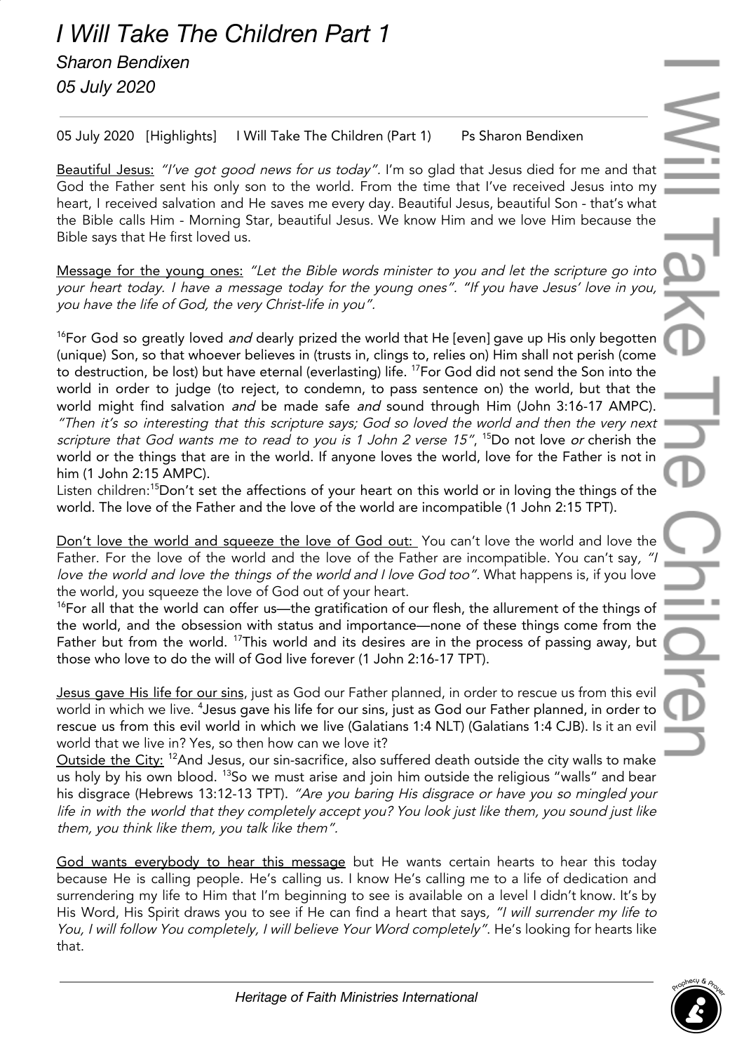# I Will Take The Children Part 1

*Sharon Bendixen*

*05 July 2020*

05 July 2020 [Highlights] I Will Take The Children (Part 1) Ps Sharon Bendixen

Beautiful Jesus: *"I've got good news for us today".* I'm so glad that Jesus died for me and that God the Father sent his only son to the world. From the time that I've received Jesus into my heart, I received salvation and He saves me every day. Beautiful Jesus, beautiful Son - that's what the Bible calls Him - Morning Star, beautiful Jesus. We know Him and we love Him because the Bible says that He first loved us.

Message for the young ones: *"Let the Bible words minister to you and let the scripture go into your heart today. I have a message today for the young ones". "If you have Jesus' love in you, you have the life of God, the very Christ-life in you".*

[16]For God so greatly loved *and* dearly prized the world that He [even] gave up His only begotten (unique) Son, so that whoever believes in (trusts in, clings to, relies on) Him shall not perish (come to destruction, be lost) but have eternal (everlasting) life. [17]For God did not send the Son into the world in order to judge (to reject, to condemn, to pass sentence on) the world, but that the world might find salvation *and* be made safe *and* sound through Him (John 3:16-17 AMPC). *"Then it's so interesting that this scripture says; God so loved the world and then the very next scripture that God wants me to read to you is 1 John 2 verse 15"*, [15]Do not love *or* cherish the world or the things that are in the world. If anyone loves the world, love for the Father is not in him (1 John 2:15 AMPC).
Listen children:[15]Don't set the affections of your heart on this world or in loving the things of the world. The love of the Father and the love of the world are incompatible (1 John 2:15 TPT).

Don't love the world and squeeze the love of God out: You can't love the world and love the Father. For the love of the world and the love of the Father are incompatible. You can't say, *"I love the world and love the things of the world and I love God too".* What happens is, if you love the world, you squeeze the love of God out of your heart.
[16]For all that the world can offer us—the gratification of our flesh, the allurement of the things of the world, and the obsession with status and importance—none of these things come from the Father but from the world. [17]This world and its desires are in the process of passing away, but those who love to do the will of God live forever (1 John 2:16-17 TPT).

Jesus gave His life for our sins, just as God our Father planned, in order to rescue us from this evil world in which we live. [4]Jesus gave his life for our sins, just as God our Father planned, in order to rescue us from this evil world in which we live (Galatians 1:4 NLT) (Galatians 1:4 CJB). Is it an evil world that we live in? Yes, so then how can we love it?
Outside the City: [12]And Jesus, our sin-sacrifice, also suffered death outside the city walls to make us holy by his own blood. [13]So we must arise and join him outside the religious "walls" and bear his disgrace (Hebrews 13:12-13 TPT). *"Are you baring His disgrace or have you so mingled your life in with the world that they completely accept you? You look just like them, you sound just like them, you think like them, you talk like them".*

God wants everybody to hear this message but He wants certain hearts to hear this today because He is calling people. He's calling us. I know He's calling me to a life of dedication and surrendering my life to Him that I'm beginning to see is available on a level I didn't know. It's by His Word, His Spirit draws you to see if He can find a heart that says, *"I will surrender my life to You, I will follow You completely, I will believe Your Word completely"*. He's looking for hearts like that.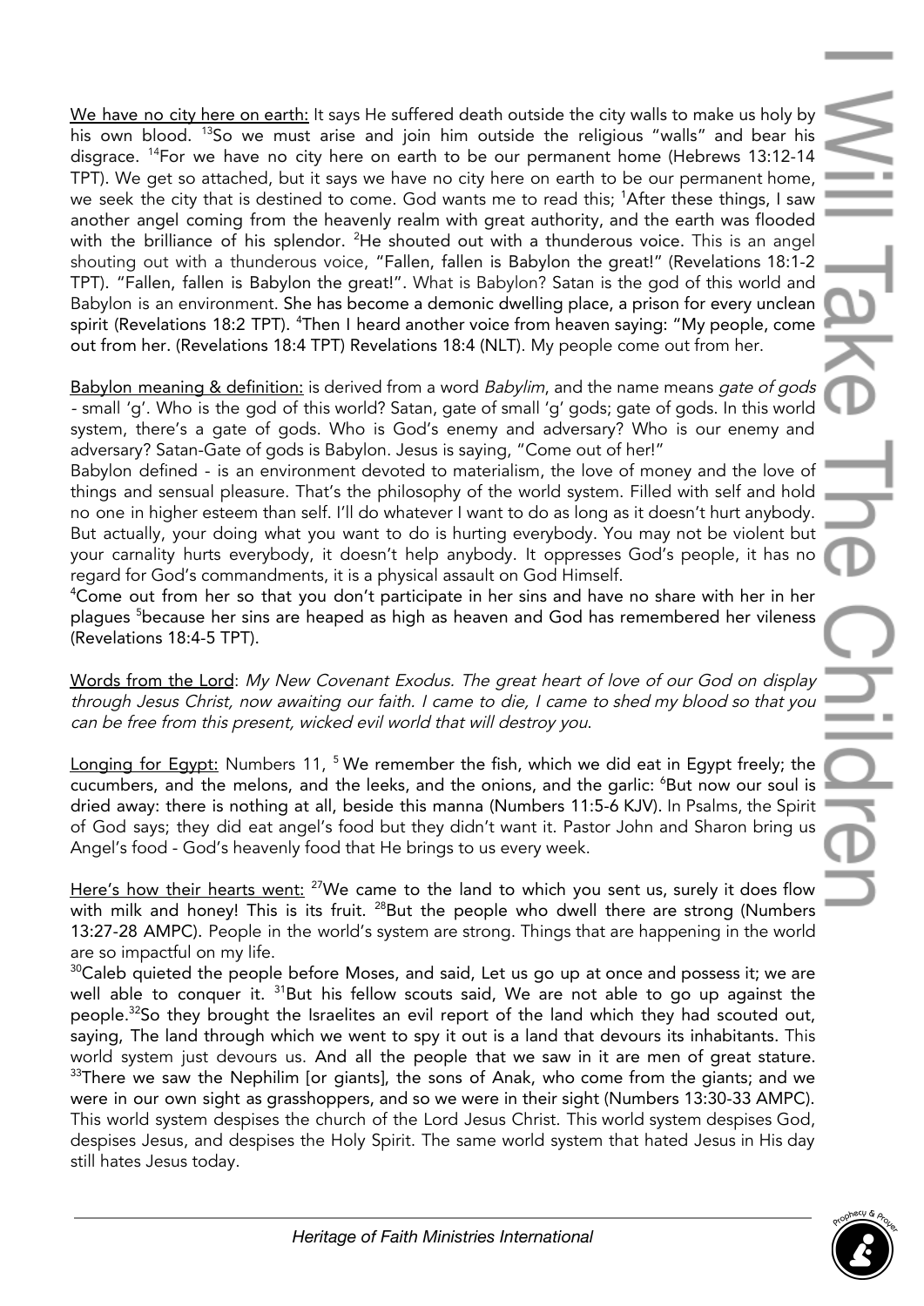We have no city here on earth: It says He suffered death outside the city walls to make us holy by his own blood. [13]So we must arise and join him outside the religious "walls" and bear his disgrace. [14]For we have no city here on earth to be our permanent home (Hebrews 13:12-14 TPT). We get so attached, but it says we have no city here on earth to be our permanent home, we seek the city that is destined to come. God wants me to read this; [1]After these things, I saw another angel coming from the heavenly realm with great authority, and the earth was flooded with the brilliance of his splendor. [2]He shouted out with a thunderous voice. This is an angel shouting out with a thunderous voice, "Fallen, fallen is Babylon the great!" (Revelations 18:1-2 TPT). "Fallen, fallen is Babylon the great!". What is Babylon? Satan is the god of this world and Babylon is an environment. She has become a demonic dwelling place, a prison for every unclean spirit (Revelations 18:2 TPT). [4]Then I heard another voice from heaven saying: "My people, come out from her. (Revelations 18:4 TPT) Revelations 18:4 (NLT). My people come out from her.

Babylon meaning & definition: is derived from a word *Babylim*, and the name means *gate of gods* - small 'g'. Who is the god of this world? Satan, gate of small 'g' gods; gate of gods. In this world system, there's a gate of gods. Who is God's enemy and adversary? Who is our enemy and adversary? Satan-Gate of gods is Babylon. Jesus is saying, "Come out of her!"
Babylon defined - is an environment devoted to materialism, the love of money and the love of things and sensual pleasure. That's the philosophy of the world system. Filled with self and hold no one in higher esteem than self. I'll do whatever I want to do as long as it doesn't hurt anybody. But actually, your doing what you want to do is hurting everybody. You may not be violent but your carnality hurts everybody, it doesn't help anybody. It oppresses God's people, it has no regard for God's commandments, it is a physical assault on God Himself.
[4]Come out from her so that you don't participate in her sins and have no share with her in her plagues [5]because her sins are heaped as high as heaven and God has remembered her vileness (Revelations 18:4-5 TPT).

Words from the Lord: *My New Covenant Exodus. The great heart of love of our God on display through Jesus Christ, now awaiting our faith. I came to die, I came to shed my blood so that you can be free from this present, wicked evil world that will destroy you.*

Longing for Egypt: Numbers 11, [5] We remember the fish, which we did eat in Egypt freely; the cucumbers, and the melons, and the leeks, and the onions, and the garlic: [6]But now our soul is dried away: there is nothing at all, beside this manna (Numbers 11:5-6 KJV). In Psalms, the Spirit of God says; they did eat angel's food but they didn't want it. Pastor John and Sharon bring us Angel's food - God's heavenly food that He brings to us every week.

Here's how their hearts went: [27]We came to the land to which you sent us, surely it does flow with milk and honey! This is its fruit. [28]But the people who dwell there are strong (Numbers 13:27-28 AMPC). People in the world's system are strong. Things that are happening in the world are so impactful on my life.
[30]Caleb quieted the people before Moses, and said, Let us go up at once and possess it; we are well able to conquer it. [31]But his fellow scouts said, We are not able to go up against the people.[32]So they brought the Israelites an evil report of the land which they had scouted out, saying, The land through which we went to spy it out is a land that devours its inhabitants. This world system just devours us. And all the people that we saw in it are men of great stature. [33]There we saw the Nephilim [or giants], the sons of Anak, who come from the giants; and we were in our own sight as grasshoppers, and so we were in their sight (Numbers 13:30-33 AMPC). This world system despises the church of the Lord Jesus Christ. This world system despises God, despises Jesus, and despises the Holy Spirit. The same world system that hated Jesus in His day still hates Jesus today.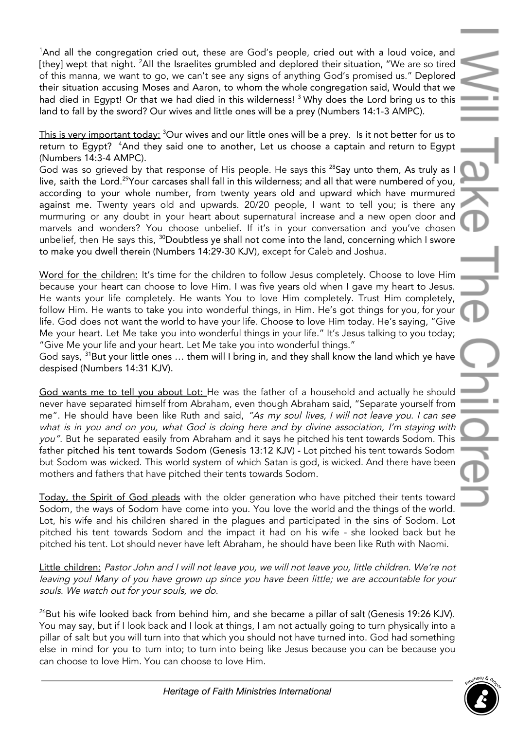[1]And all the congregation cried out, these are God's people, cried out with a loud voice, and [they] wept that night. [2]All the Israelites grumbled and deplored their situation, "We are so tired of this manna, we want to go, we can't see any signs of anything God's promised us." Deplored their situation accusing Moses and Aaron, to whom the whole congregation said, Would that we had died in Egypt! Or that we had died in this wilderness! [3] Why does the Lord bring us to this land to fall by the sword? Our wives and little ones will be a prey (Numbers 14:1-3 AMPC).

This is very important today: [3]Our wives and our little ones will be a prey. Is it not better for us to return to Egypt? [4]And they said one to another, Let us choose a captain and return to Egypt (Numbers 14:3-4 AMPC).
God was so grieved by that response of His people. He says this [28]Say unto them, As truly as I live, saith the Lord.[29]Your carcases shall fall in this wilderness; and all that were numbered of you, according to your whole number, from twenty years old and upward which have murmured against me. Twenty years old and upwards. 20/20 people, I want to tell you; is there any murmuring or any doubt in your heart about supernatural increase and a new open door and marvels and wonders? You choose unbelief. If it's in your conversation and you've chosen unbelief, then He says this, [30]Doubtless ye shall not come into the land, concerning which I swore to make you dwell therein (Numbers 14:29-30 KJV), except for Caleb and Joshua.

Word for the children: It's time for the children to follow Jesus completely. Choose to love Him because your heart can choose to love Him. I was five years old when I gave my heart to Jesus. He wants your life completely. He wants You to love Him completely. Trust Him completely, follow Him. He wants to take you into wonderful things, in Him. He's got things for you, for your life. God does not want the world to have your life. Choose to love Him today. He's saying, "Give Me your heart. Let Me take you into wonderful things in your life." It's Jesus talking to you today; "Give Me your life and your heart. Let Me take you into wonderful things."
God says, [31]But your little ones … them will I bring in, and they shall know the land which ye have despised (Numbers 14:31 KJV).

God wants me to tell you about Lot: He was the father of a household and actually he should never have separated himself from Abraham, even though Abraham said, "Separate yourself from me". He should have been like Ruth and said, *"As my soul lives, I will not leave you. I can see what is in you and on you, what God is doing here and by divine association, I'm staying with you".* But he separated easily from Abraham and it says he pitched his tent towards Sodom. This father pitched his tent towards Sodom (Genesis 13:12 KJV) - Lot pitched his tent towards Sodom but Sodom was wicked. This world system of which Satan is god, is wicked. And there have been mothers and fathers that have pitched their tents towards Sodom.

Today, the Spirit of God pleads with the older generation who have pitched their tents toward Sodom, the ways of Sodom have come into you. You love the world and the things of the world. Lot, his wife and his children shared in the plagues and participated in the sins of Sodom. Lot pitched his tent towards Sodom and the impact it had on his wife - she looked back but he pitched his tent. Lot should never have left Abraham, he should have been like Ruth with Naomi.

Little children: *Pastor John and I will not leave you, we will not leave you, little children. We're not leaving you! Many of you have grown up since you have been little; we are accountable for your souls. We watch out for your souls, we do.*

[26]But his wife looked back from behind him, and she became a pillar of salt (Genesis 19:26 KJV). You may say, but if I look back and I look at things, I am not actually going to turn physically into a pillar of salt but you will turn into that which you should not have turned into. God had something else in mind for you to turn into; to turn into being like Jesus because you can be because you can choose to love Him. You can choose to love Him.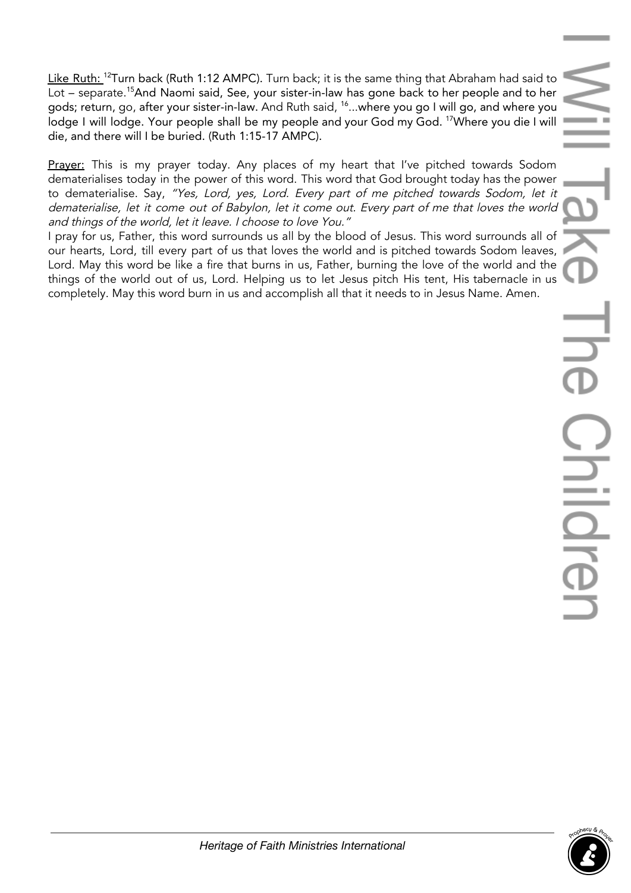<u>Like Ruth:</u> [12]Turn back (Ruth 1:12 AMPC). Turn back; it is the same thing that Abraham had said to Lot – separate.[15]And Naomi said, See, your sister-in-law has gone back to her people and to her gods; return, go, after your sister-in-law. And Ruth said, [16]...where you go I will go, and where you lodge I will lodge. Your people shall be my people and your God my God. [17]Where you die I will die, and there will I be buried. (Ruth 1:15-17 AMPC).

<u>Prayer:</u> This is my prayer today. Any places of my heart that I've pitched towards Sodom dematerialises today in the power of this word. This word that God brought today has the power to dematerialise. Say, *"Yes, Lord, yes, Lord. Every part of me pitched towards Sodom, let it dematerialise, let it come out of Babylon, let it come out. Every part of me that loves the world and things of the world, let it leave. I choose to love You."*

I pray for us, Father, this word surrounds us all by the blood of Jesus. This word surrounds all of our hearts, Lord, till every part of us that loves the world and is pitched towards Sodom leaves, Lord. May this word be like a fire that burns in us, Father, burning the love of the world and the things of the world out of us, Lord. Helping us to let Jesus pitch His tent, His tabernacle in us completely. May this word burn in us and accomplish all that it needs to in Jesus Name. Amen.